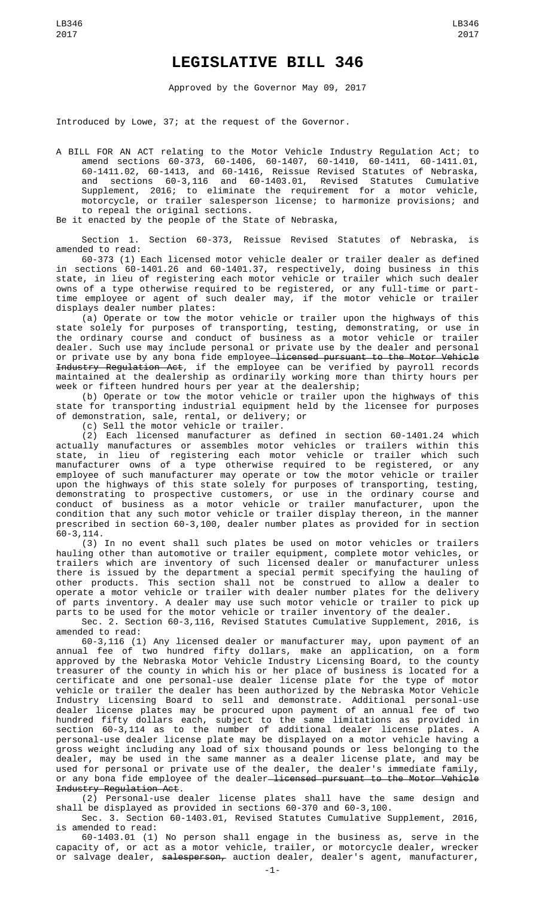# LEGISLATIVE BILL 346

Approved by the Governor May 09, 2017

Introduced by Lowe, 37; at the request of the Governor.

A BILL FOR AN ACT relating to the Motor Vehicle Industry Regulation Act; to amend sections 60-373, 60-1406, 60-1407, 60-1410, 60-1411, 60-1411.01, 60-1411.02, 60-1413, and 60-1416, Reissue Revised Statutes of Nebraska, and sections 60-3,116 and 60-1403.01, Revised Statutes Cumulative Supplement, 2016; to eliminate the requirement for a motor vehicle, motorcycle, or trailer salesperson license; to harmonize provisions; and to repeal the original sections.

Be it enacted by the people of the State of Nebraska,

Section 1. Section 60-373, Reissue Revised Statutes of Nebraska, is amended to read:

60-373 (1) Each licensed motor vehicle dealer or trailer dealer as defined in sections 60-1401.26 and 60-1401.37, respectively, doing business in this state, in lieu of registering each motor vehicle or trailer which such dealer owns of a type otherwise required to be registered, or any full-time or part-time employee or agent of such dealer may, if the motor vehicle or trailer displays dealer number plates:

(a) Operate or tow the motor vehicle or trailer upon the highways of this state solely for purposes of transporting, testing, demonstrating, or use in the ordinary course and conduct of business as a motor vehicle or trailer dealer. Such use may include personal or private use by the dealer and personal or private use by any bona fide employee ~~licensed pursuant to the Motor Vehicle Industry Regulation Act~~, if the employee can be verified by payroll records maintained at the dealership as ordinarily working more than thirty hours per week or fifteen hundred hours per year at the dealership;

(b) Operate or tow the motor vehicle or trailer upon the highways of this state for transporting industrial equipment held by the licensee for purposes of demonstration, sale, rental, or delivery; or

(c) Sell the motor vehicle or trailer.

(2) Each licensed manufacturer as defined in section 60-1401.24 which actually manufactures or assembles motor vehicles or trailers within this state, in lieu of registering each motor vehicle or trailer which such manufacturer owns of a type otherwise required to be registered, or any employee of such manufacturer may operate or tow the motor vehicle or trailer upon the highways of this state solely for purposes of transporting, testing, demonstrating to prospective customers, or use in the ordinary course and conduct of business as a motor vehicle or trailer manufacturer, upon the condition that any such motor vehicle or trailer display thereon, in the manner prescribed in section 60-3,100, dealer number plates as provided for in section 60-3,114.

(3) In no event shall such plates be used on motor vehicles or trailers hauling other than automotive or trailer equipment, complete motor vehicles, or trailers which are inventory of such licensed dealer or manufacturer unless there is issued by the department a special permit specifying the hauling of other products. This section shall not be construed to allow a dealer to operate a motor vehicle or trailer with dealer number plates for the delivery of parts inventory. A dealer may use such motor vehicle or trailer to pick up parts to be used for the motor vehicle or trailer inventory of the dealer.

Sec. 2. Section 60-3,116, Revised Statutes Cumulative Supplement, 2016, is amended to read:

60-3,116 (1) Any licensed dealer or manufacturer may, upon payment of an annual fee of two hundred fifty dollars, make an application, on a form approved by the Nebraska Motor Vehicle Industry Licensing Board, to the county treasurer of the county in which his or her place of business is located for a certificate and one personal-use dealer license plate for the type of motor vehicle or trailer the dealer has been authorized by the Nebraska Motor Vehicle Industry Licensing Board to sell and demonstrate. Additional personal-use dealer license plates may be procured upon payment of an annual fee of two hundred fifty dollars each, subject to the same limitations as provided in section 60-3,114 as to the number of additional dealer license plates. A personal-use dealer license plate may be displayed on a motor vehicle having a gross weight including any load of six thousand pounds or less belonging to the dealer, may be used in the same manner as a dealer license plate, and may be used for personal or private use of the dealer, the dealer's immediate family, or any bona fide employee of the dealer ~~licensed pursuant to the Motor Vehicle Industry Regulation Act~~.

(2) Personal-use dealer license plates shall have the same design and shall be displayed as provided in sections 60-370 and 60-3,100.

Sec. 3. Section 60-1403.01, Revised Statutes Cumulative Supplement, 2016, is amended to read:

60-1403.01 (1) No person shall engage in the business as, serve in the capacity of, or act as a motor vehicle, trailer, or motorcycle dealer, wrecker or salvage dealer, ~~salesperson,~~ auction dealer, dealer's agent, manufacturer,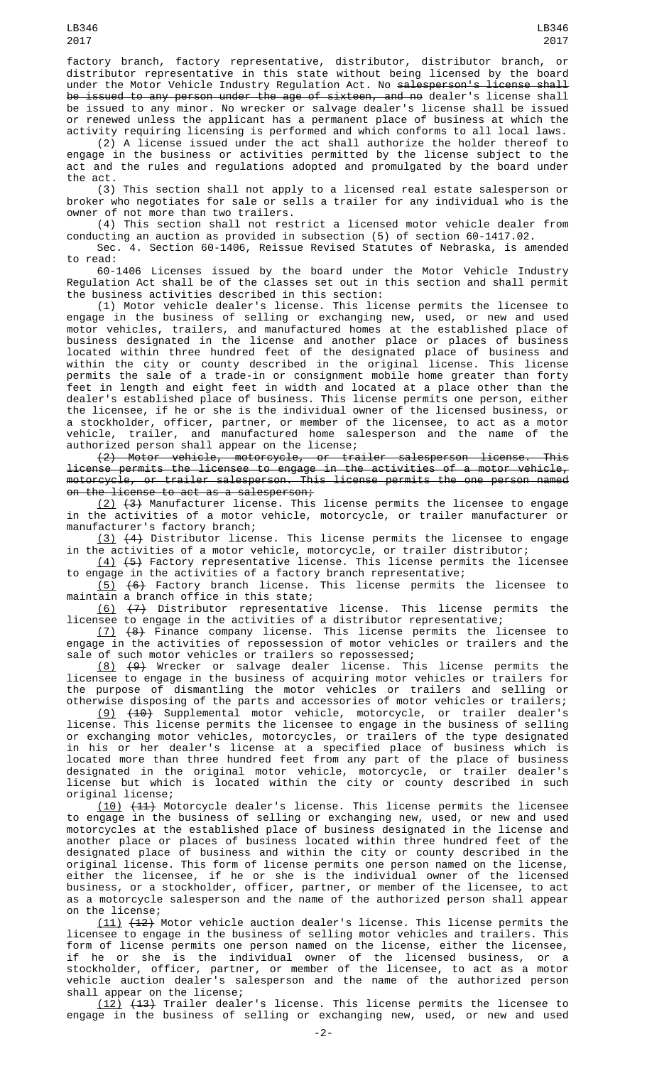factory branch, factory representative, distributor, distributor branch, or distributor representative in this state without being licensed by the board under the Motor Vehicle Industry Regulation Act. No ~~salesperson's license shall be issued to any person under the age of sixteen, and no~~ dealer's license shall be issued to any minor. No wrecker or salvage dealer's license shall be issued or renewed unless the applicant has a permanent place of business at which the activity requiring licensing is performed and which conforms to all local laws.

(2) A license issued under the act shall authorize the holder thereof to engage in the business or activities permitted by the license subject to the act and the rules and regulations adopted and promulgated by the board under the act.

(3) This section shall not apply to a licensed real estate salesperson or broker who negotiates for sale or sells a trailer for any individual who is the owner of not more than two trailers.

(4) This section shall not restrict a licensed motor vehicle dealer from conducting an auction as provided in subsection (5) of section 60-1417.02.

Sec. 4. Section 60-1406, Reissue Revised Statutes of Nebraska, is amended to read:

60-1406 Licenses issued by the board under the Motor Vehicle Industry Regulation Act shall be of the classes set out in this section and shall permit the business activities described in this section:

(1) Motor vehicle dealer's license. This license permits the licensee to engage in the business of selling or exchanging new, used, or new and used motor vehicles, trailers, and manufactured homes at the established place of business designated in the license and another place or places of business located within three hundred feet of the designated place of business and within the city or county described in the original license. This license permits the sale of a trade-in or consignment mobile home greater than forty feet in length and eight feet in width and located at a place other than the dealer's established place of business. This license permits one person, either the licensee, if he or she is the individual owner of the licensed business, or a stockholder, officer, partner, or member of the licensee, to act as a motor vehicle, trailer, and manufactured home salesperson and the name of the authorized person shall appear on the license;

~~(2) Motor vehicle, motorcycle, or trailer salesperson license. This license permits the licensee to engage in the activities of a motor vehicle, motorcycle, or trailer salesperson. This license permits the one person named on the license to act as a salesperson;~~

(2) ~~(3)~~ Manufacturer license. This license permits the licensee to engage in the activities of a motor vehicle, motorcycle, or trailer manufacturer or manufacturer's factory branch;

(3) ~~(4)~~ Distributor license. This license permits the licensee to engage in the activities of a motor vehicle, motorcycle, or trailer distributor;

(4) ~~(5)~~ Factory representative license. This license permits the licensee to engage in the activities of a factory branch representative;

(5) ~~(6)~~ Factory branch license. This license permits the licensee to maintain a branch office in this state;

(6) ~~(7)~~ Distributor representative license. This license permits the licensee to engage in the activities of a distributor representative;

(7) ~~(8)~~ Finance company license. This license permits the licensee to engage in the activities of repossession of motor vehicles or trailers and the sale of such motor vehicles or trailers so repossessed;

(8) ~~(9)~~ Wrecker or salvage dealer license. This license permits the licensee to engage in the business of acquiring motor vehicles or trailers for the purpose of dismantling the motor vehicles or trailers and selling or otherwise disposing of the parts and accessories of motor vehicles or trailers;

(9) ~~(10)~~ Supplemental motor vehicle, motorcycle, or trailer dealer's license. This license permits the licensee to engage in the business of selling or exchanging motor vehicles, motorcycles, or trailers of the type designated in his or her dealer's license at a specified place of business which is located more than three hundred feet from any part of the place of business designated in the original motor vehicle, motorcycle, or trailer dealer's license but which is located within the city or county described in such original license;

(10) ~~(11)~~ Motorcycle dealer's license. This license permits the licensee to engage in the business of selling or exchanging new, used, or new and used motorcycles at the established place of business designated in the license and another place or places of business located within three hundred feet of the designated place of business and within the city or county described in the original license. This form of license permits one person named on the license, either the licensee, if he or she is the individual owner of the licensed business, or a stockholder, officer, partner, or member of the licensee, to act as a motorcycle salesperson and the name of the authorized person shall appear on the license;

(11) ~~(12)~~ Motor vehicle auction dealer's license. This license permits the licensee to engage in the business of selling motor vehicles and trailers. This form of license permits one person named on the license, either the licensee, if he or she is the individual owner of the licensed business, or a stockholder, officer, partner, or member of the licensee, to act as a motor vehicle auction dealer's salesperson and the name of the authorized person shall appear on the license;

(12) ~~(13)~~ Trailer dealer's license. This license permits the licensee to engage in the business of selling or exchanging new, used, or new and used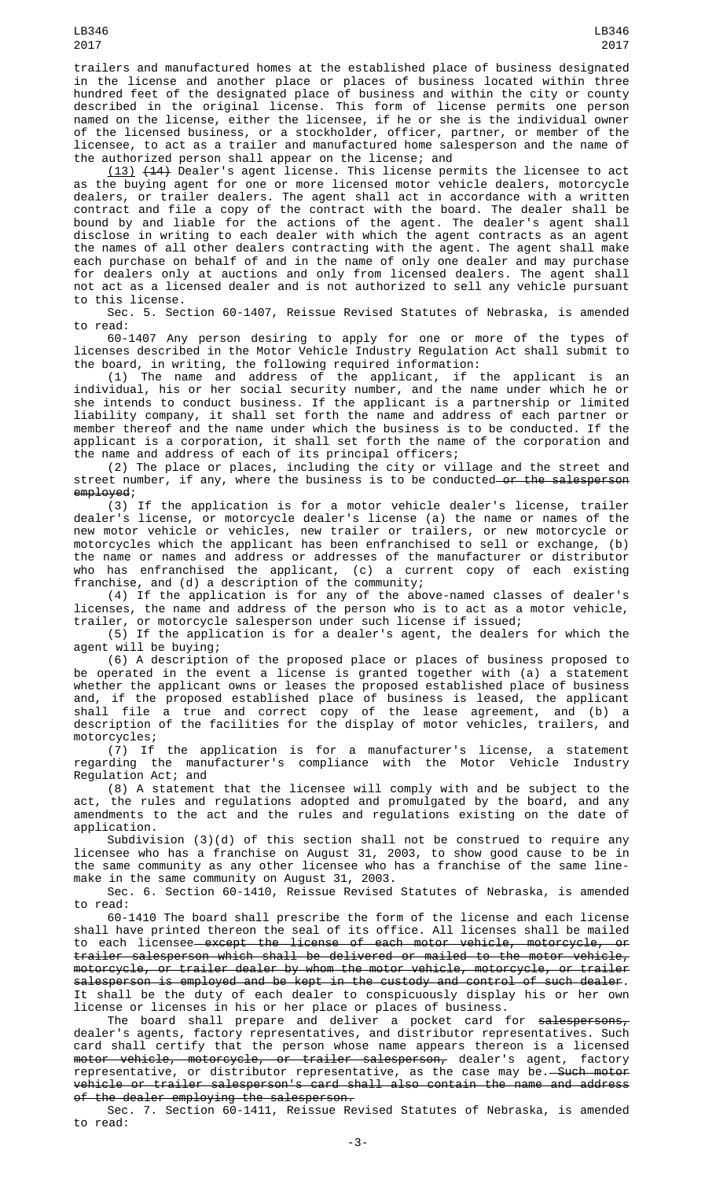trailers and manufactured homes at the established place of business designated in the license and another place or places of business located within three hundred feet of the designated place of business and within the city or county described in the original license. This form of license permits one person named on the license, either the licensee, if he or she is the individual owner of the licensed business, or a stockholder, officer, partner, or member of the licensee, to act as a trailer and manufactured home salesperson and the name of the authorized person shall appear on the license; and

(13) ~~(14)~~ Dealer's agent license. This license permits the licensee to act as the buying agent for one or more licensed motor vehicle dealers, motorcycle dealers, or trailer dealers. The agent shall act in accordance with a written contract and file a copy of the contract with the board. The dealer shall be bound by and liable for the actions of the agent. The dealer's agent shall disclose in writing to each dealer with which the agent contracts as an agent the names of all other dealers contracting with the agent. The agent shall make each purchase on behalf of and in the name of only one dealer and may purchase for dealers only at auctions and only from licensed dealers. The agent shall not act as a licensed dealer and is not authorized to sell any vehicle pursuant to this license.

Sec. 5. Section 60-1407, Reissue Revised Statutes of Nebraska, is amended to read:

60-1407 Any person desiring to apply for one or more of the types of licenses described in the Motor Vehicle Industry Regulation Act shall submit to the board, in writing, the following required information:

(1) The name and address of the applicant, if the applicant is an individual, his or her social security number, and the name under which he or she intends to conduct business. If the applicant is a partnership or limited liability company, it shall set forth the name and address of each partner or member thereof and the name under which the business is to be conducted. If the applicant is a corporation, it shall set forth the name of the corporation and the name and address of each of its principal officers;

(2) The place or places, including the city or village and the street and street number, if any, where the business is to be conducted ~~or the salesperson employed~~;

(3) If the application is for a motor vehicle dealer's license, trailer dealer's license, or motorcycle dealer's license (a) the name or names of the new motor vehicle or vehicles, new trailer or trailers, or new motorcycle or motorcycles which the applicant has been enfranchised to sell or exchange, (b) the name or names and address or addresses of the manufacturer or distributor who has enfranchised the applicant, (c) a current copy of each existing franchise, and (d) a description of the community;

(4) If the application is for any of the above-named classes of dealer's licenses, the name and address of the person who is to act as a motor vehicle, trailer, or motorcycle salesperson under such license if issued;

(5) If the application is for a dealer's agent, the dealers for which the agent will be buying;

(6) A description of the proposed place or places of business proposed to be operated in the event a license is granted together with (a) a statement whether the applicant owns or leases the proposed established place of business and, if the proposed established place of business is leased, the applicant shall file a true and correct copy of the lease agreement, and (b) a description of the facilities for the display of motor vehicles, trailers, and motorcycles;

(7) If the application is for a manufacturer's license, a statement regarding the manufacturer's compliance with the Motor Vehicle Industry Regulation Act; and

(8) A statement that the licensee will comply with and be subject to the act, the rules and regulations adopted and promulgated by the board, and any amendments to the act and the rules and regulations existing on the date of application.

Subdivision (3)(d) of this section shall not be construed to require any licensee who has a franchise on August 31, 2003, to show good cause to be in the same community as any other licensee who has a franchise of the same line-make in the same community on August 31, 2003.

Sec. 6. Section 60-1410, Reissue Revised Statutes of Nebraska, is amended to read:

60-1410 The board shall prescribe the form of the license and each license shall have printed thereon the seal of its office. All licenses shall be mailed to each licensee ~~except the license of each motor vehicle, motorcycle, or trailer salesperson which shall be delivered or mailed to the motor vehicle, motorcycle, or trailer dealer by whom the motor vehicle, motorcycle, or trailer salesperson is employed and be kept in the custody and control of such dealer~~. It shall be the duty of each dealer to conspicuously display his or her own license or licenses in his or her place or places of business.

The board shall prepare and deliver a pocket card for ~~salespersons,~~ dealer's agents, factory representatives, and distributor representatives. Such card shall certify that the person whose name appears thereon is a licensed ~~motor vehicle, motorcycle, or trailer salesperson,~~ dealer's agent, factory representative, or distributor representative, as the case may be. ~~Such motor vehicle or trailer salesperson's card shall also contain the name and address of the dealer employing the salesperson.~~

Sec. 7. Section 60-1411, Reissue Revised Statutes of Nebraska, is amended to read: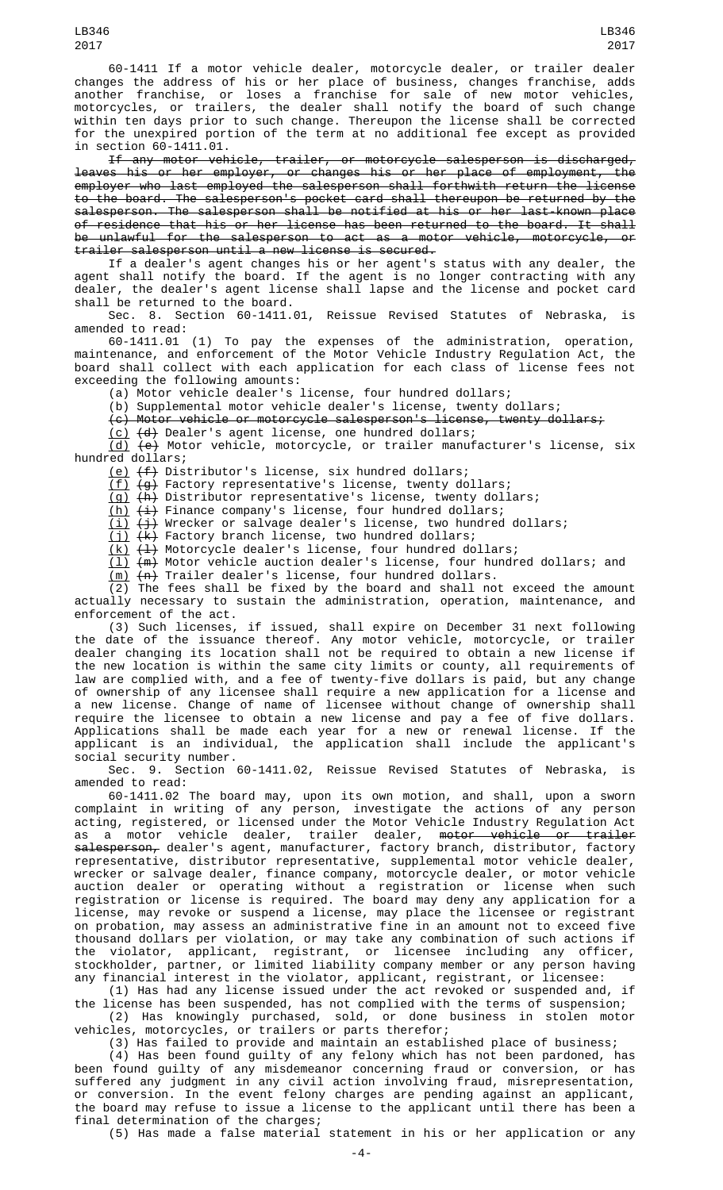60-1411 If a motor vehicle dealer, motorcycle dealer, or trailer dealer changes the address of his or her place of business, changes franchise, adds another franchise, or loses a franchise for sale of new motor vehicles, motorcycles, or trailers, the dealer shall notify the board of such change within ten days prior to such change. Thereupon the license shall be corrected for the unexpired portion of the term at no additional fee except as provided in section 60-1411.01.

~~If any motor vehicle, trailer, or motorcycle salesperson is discharged, leaves his or her employer, or changes his or her place of employment, the employer who last employed the salesperson shall forthwith return the license to the board. The salesperson's pocket card shall thereupon be returned by the salesperson. The salesperson shall be notified at his or her last-known place of residence that his or her license has been returned to the board. It shall be unlawful for the salesperson to act as a motor vehicle, motorcycle, or trailer salesperson until a new license is secured.~~

If a dealer's agent changes his or her agent's status with any dealer, the agent shall notify the board. If the agent is no longer contracting with any dealer, the dealer's agent license shall lapse and the license and pocket card shall be returned to the board.

Sec. 8. Section 60-1411.01, Reissue Revised Statutes of Nebraska, is amended to read:

60-1411.01 (1) To pay the expenses of the administration, operation, maintenance, and enforcement of the Motor Vehicle Industry Regulation Act, the board shall collect with each application for each class of license fees not exceeding the following amounts:

(a) Motor vehicle dealer's license, four hundred dollars;

(b) Supplemental motor vehicle dealer's license, twenty dollars;

~~(c) Motor vehicle or motorcycle salesperson's license, twenty dollars;~~

(c) ~~(d)~~ Dealer's agent license, one hundred dollars;

(d) ~~(e)~~ Motor vehicle, motorcycle, or trailer manufacturer's license, six hundred dollars;

(e) ~~(f)~~ Distributor's license, six hundred dollars;

(f) ~~(g)~~ Factory representative's license, twenty dollars;

(g) ~~(h)~~ Distributor representative's license, twenty dollars;

(h) ~~(i)~~ Finance company's license, four hundred dollars;

(i) ~~(j)~~ Wrecker or salvage dealer's license, two hundred dollars;

(j) ~~(k)~~ Factory branch license, two hundred dollars;

(k) ~~(l)~~ Motorcycle dealer's license, four hundred dollars;

(l) ~~(m)~~ Motor vehicle auction dealer's license, four hundred dollars; and

(m) ~~(n)~~ Trailer dealer's license, four hundred dollars.

(2) The fees shall be fixed by the board and shall not exceed the amount actually necessary to sustain the administration, operation, maintenance, and enforcement of the act.

(3) Such licenses, if issued, shall expire on December 31 next following the date of the issuance thereof. Any motor vehicle, motorcycle, or trailer dealer changing its location shall not be required to obtain a new license if the new location is within the same city limits or county, all requirements of law are complied with, and a fee of twenty-five dollars is paid, but any change of ownership of any licensee shall require a new application for a license and a new license. Change of name of licensee without change of ownership shall require the licensee to obtain a new license and pay a fee of five dollars. Applications shall be made each year for a new or renewal license. If the applicant is an individual, the application shall include the applicant's social security number.

Sec. 9. Section 60-1411.02, Reissue Revised Statutes of Nebraska, is amended to read:

60-1411.02 The board may, upon its own motion, and shall, upon a sworn complaint in writing of any person, investigate the actions of any person acting, registered, or licensed under the Motor Vehicle Industry Regulation Act as a motor vehicle dealer, trailer dealer, ~~motor vehicle or trailer salesperson,~~ dealer's agent, manufacturer, factory branch, distributor, factory representative, distributor representative, supplemental motor vehicle dealer, wrecker or salvage dealer, finance company, motorcycle dealer, or motor vehicle auction dealer or operating without a registration or license when such registration or license is required. The board may deny any application for a license, may revoke or suspend a license, may place the licensee or registrant on probation, may assess an administrative fine in an amount not to exceed five thousand dollars per violation, or may take any combination of such actions if the violator, applicant, registrant, or licensee including any officer, stockholder, partner, or limited liability company member or any person having any financial interest in the violator, applicant, registrant, or licensee:

(1) Has had any license issued under the act revoked or suspended and, if the license has been suspended, has not complied with the terms of suspension;

(2) Has knowingly purchased, sold, or done business in stolen motor vehicles, motorcycles, or trailers or parts therefor;

(3) Has failed to provide and maintain an established place of business;

(4) Has been found guilty of any felony which has not been pardoned, has been found guilty of any misdemeanor concerning fraud or conversion, or has suffered any judgment in any civil action involving fraud, misrepresentation, or conversion. In the event felony charges are pending against an applicant, the board may refuse to issue a license to the applicant until there has been a final determination of the charges;

(5) Has made a false material statement in his or her application or any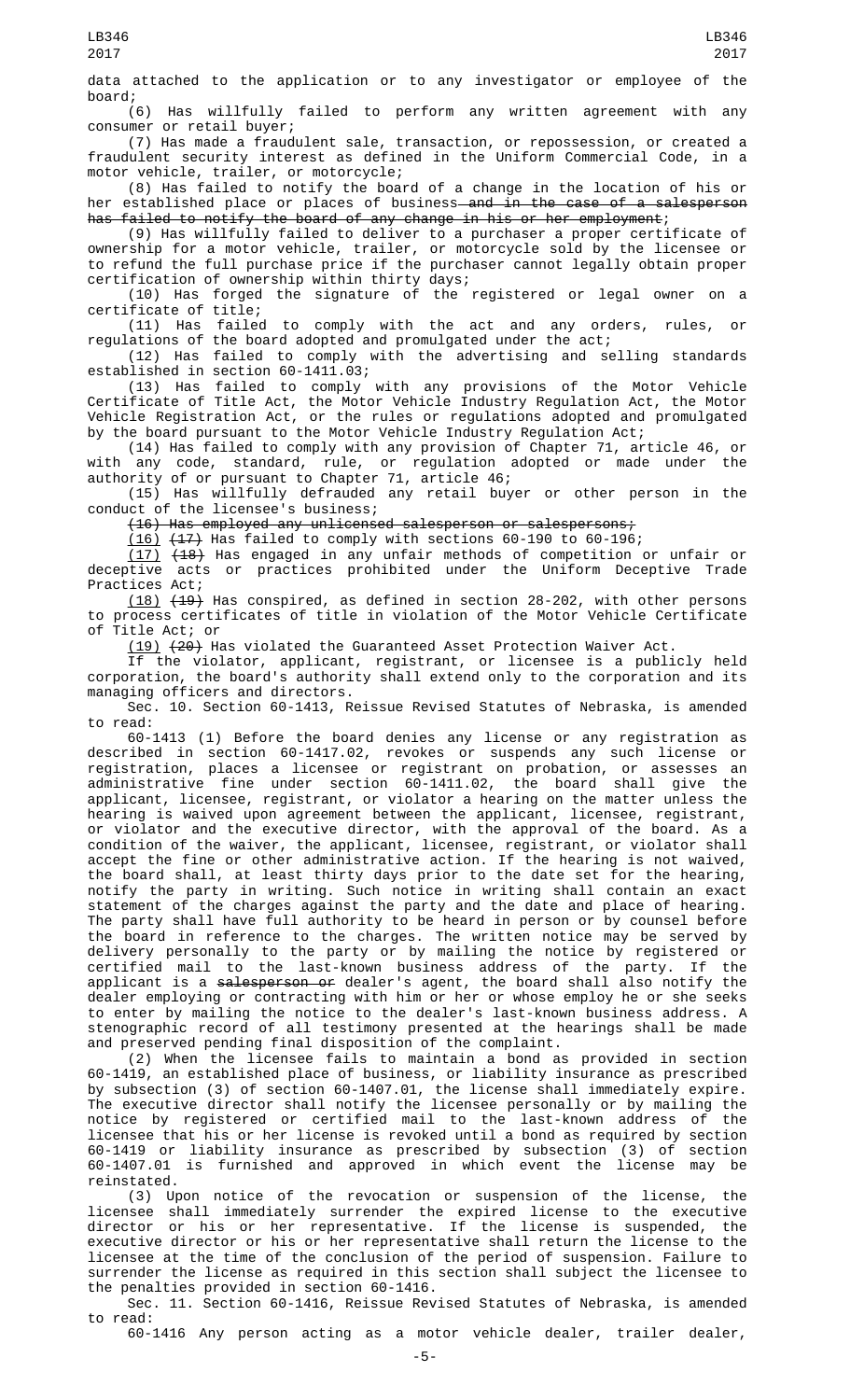data attached to the application or to any investigator or employee of the board;

(6) Has willfully failed to perform any written agreement with any consumer or retail buyer;

(7) Has made a fraudulent sale, transaction, or repossession, or created a fraudulent security interest as defined in the Uniform Commercial Code, in a motor vehicle, trailer, or motorcycle;

(8) Has failed to notify the board of a change in the location of his or her established place or places of business ~~and in the case of a salesperson has failed to notify the board of any change in his or her employment~~;

(9) Has willfully failed to deliver to a purchaser a proper certificate of ownership for a motor vehicle, trailer, or motorcycle sold by the licensee or to refund the full purchase price if the purchaser cannot legally obtain proper certification of ownership within thirty days;

(10) Has forged the signature of the registered or legal owner on a certificate of title;

(11) Has failed to comply with the act and any orders, rules, or regulations of the board adopted and promulgated under the act;

(12) Has failed to comply with the advertising and selling standards established in section 60-1411.03;

(13) Has failed to comply with any provisions of the Motor Vehicle Certificate of Title Act, the Motor Vehicle Industry Regulation Act, the Motor Vehicle Registration Act, or the rules or regulations adopted and promulgated by the board pursuant to the Motor Vehicle Industry Regulation Act;

(14) Has failed to comply with any provision of Chapter 71, article 46, or with any code, standard, rule, or regulation adopted or made under the authority of or pursuant to Chapter 71, article 46;

(15) Has willfully defrauded any retail buyer or other person in the conduct of the licensee's business;

~~(16) Has employed any unlicensed salesperson or salespersons;~~

(16) ~~(17)~~ Has failed to comply with sections 60-190 to 60-196;

(17) ~~(18)~~ Has engaged in any unfair methods of competition or unfair or deceptive acts or practices prohibited under the Uniform Deceptive Trade Practices Act;

(18) ~~(19)~~ Has conspired, as defined in section 28-202, with other persons to process certificates of title in violation of the Motor Vehicle Certificate of Title Act; or

(19) ~~(20)~~ Has violated the Guaranteed Asset Protection Waiver Act.

If the violator, applicant, registrant, or licensee is a publicly held corporation, the board's authority shall extend only to the corporation and its managing officers and directors.

Sec. 10. Section 60-1413, Reissue Revised Statutes of Nebraska, is amended to read:

60-1413 (1) Before the board denies any license or any registration as described in section 60-1417.02, revokes or suspends any such license or registration, places a licensee or registrant on probation, or assesses an administrative fine under section 60-1411.02, the board shall give the applicant, licensee, registrant, or violator a hearing on the matter unless the hearing is waived upon agreement between the applicant, licensee, registrant, or violator and the executive director, with the approval of the board. As a condition of the waiver, the applicant, licensee, registrant, or violator shall accept the fine or other administrative action. If the hearing is not waived, the board shall, at least thirty days prior to the date set for the hearing, notify the party in writing. Such notice in writing shall contain an exact statement of the charges against the party and the date and place of hearing. The party shall have full authority to be heard in person or by counsel before the board in reference to the charges. The written notice may be served by delivery personally to the party or by mailing the notice by registered or certified mail to the last-known business address of the party. If the applicant is a ~~salesperson or~~ dealer's agent, the board shall also notify the dealer employing or contracting with him or her or whose employ he or she seeks to enter by mailing the notice to the dealer's last-known business address. A stenographic record of all testimony presented at the hearings shall be made and preserved pending final disposition of the complaint.

(2) When the licensee fails to maintain a bond as provided in section 60-1419, an established place of business, or liability insurance as prescribed by subsection (3) of section 60-1407.01, the license shall immediately expire. The executive director shall notify the licensee personally or by mailing the notice by registered or certified mail to the last-known address of the licensee that his or her license is revoked until a bond as required by section 60-1419 or liability insurance as prescribed by subsection (3) of section 60-1407.01 is furnished and approved in which event the license may be reinstated.

(3) Upon notice of the revocation or suspension of the license, the licensee shall immediately surrender the expired license to the executive director or his or her representative. If the license is suspended, the executive director or his or her representative shall return the license to the licensee at the time of the conclusion of the period of suspension. Failure to surrender the license as required in this section shall subject the licensee to the penalties provided in section 60-1416.

Sec. 11. Section 60-1416, Reissue Revised Statutes of Nebraska, is amended to read:

60-1416 Any person acting as a motor vehicle dealer, trailer dealer,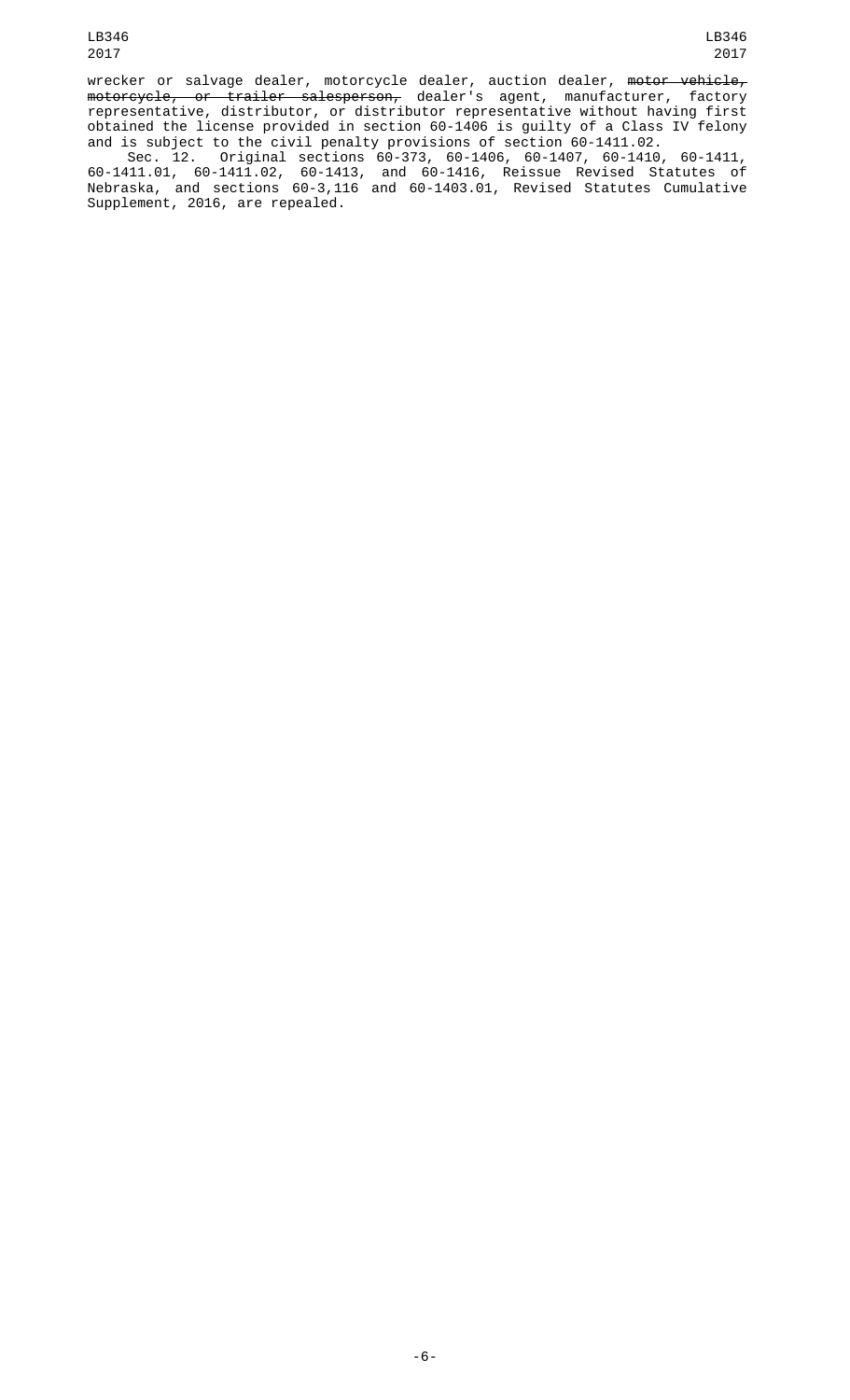wrecker or salvage dealer, motorcycle dealer, auction dealer, ~~motor vehicle, motorcycle, or trailer salesperson,~~ dealer's agent, manufacturer, factory representative, distributor, or distributor representative without having first obtained the license provided in section 60-1406 is guilty of a Class IV felony and is subject to the civil penalty provisions of section 60-1411.02.

Sec. 12. Original sections 60-373, 60-1406, 60-1407, 60-1410, 60-1411, 60-1411.01, 60-1411.02, 60-1413, and 60-1416, Reissue Revised Statutes of Nebraska, and sections 60-3,116 and 60-1403.01, Revised Statutes Cumulative Supplement, 2016, are repealed.